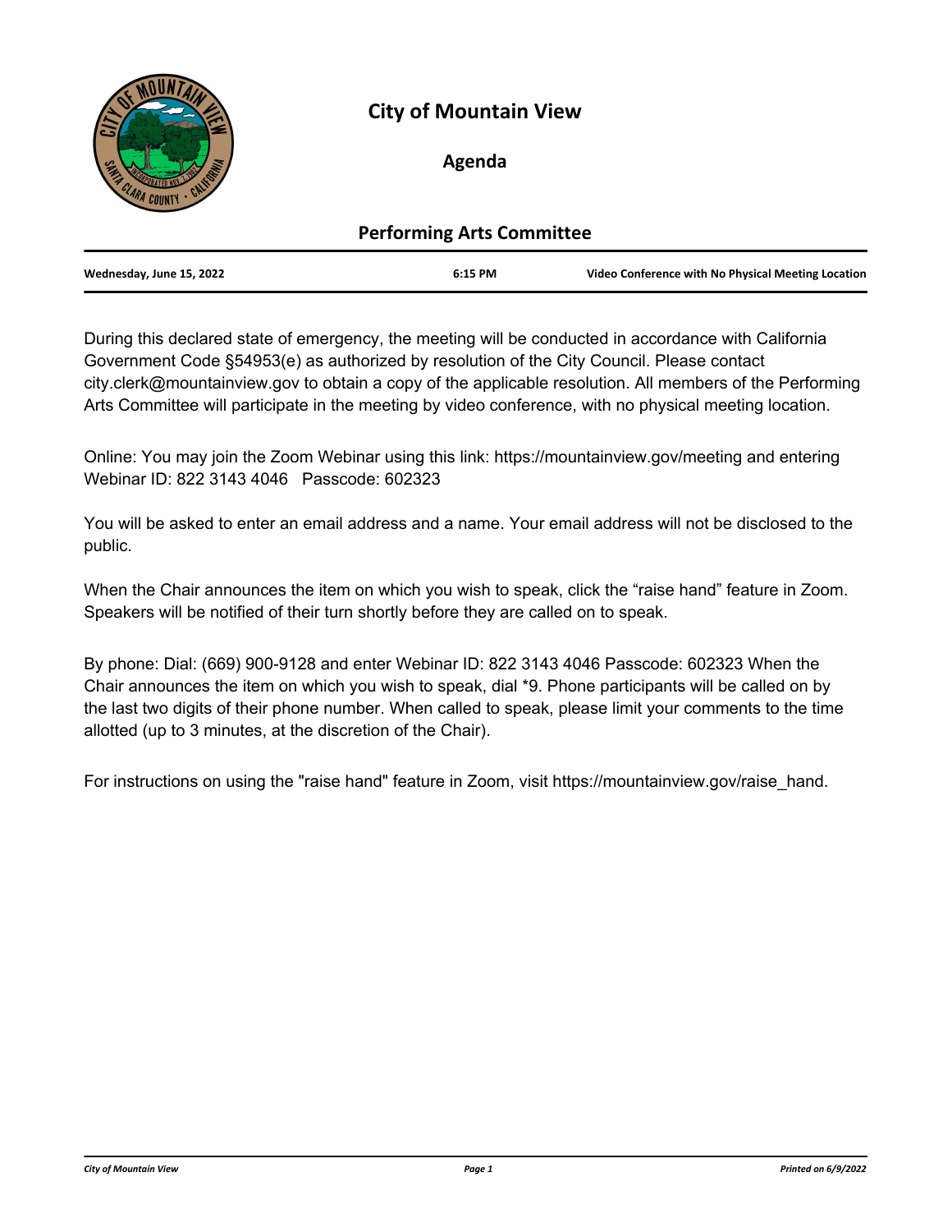# City of Mountain View

## Agenda

### Performing Arts Committee

| Wednesday, June 15, 2022 | 6:15 PM | Video Conference with No Physical Meeting Location |
|---|---|---|

During this declared state of emergency, the meeting will be conducted in accordance with California Government Code §54953(e) as authorized by resolution of the City Council. Please contact city.clerk@mountainview.gov to obtain a copy of the applicable resolution. All members of the Performing Arts Committee will participate in the meeting by video conference, with no physical meeting location.

Online: You may join the Zoom Webinar using this link: https://mountainview.gov/meeting and entering Webinar ID: 822 3143 4046 Passcode: 602323

You will be asked to enter an email address and a name. Your email address will not be disclosed to the public.

When the Chair announces the item on which you wish to speak, click the "raise hand" feature in Zoom. Speakers will be notified of their turn shortly before they are called on to speak.

By phone: Dial: (669) 900-9128 and enter Webinar ID: 822 3143 4046 Passcode: 602323 When the Chair announces the item on which you wish to speak, dial *9. Phone participants will be called on by the last two digits of their phone number. When called to speak, please limit your comments to the time allotted (up to 3 minutes, at the discretion of the Chair).

For instructions on using the "raise hand" feature in Zoom, visit https://mountainview.gov/raise_hand.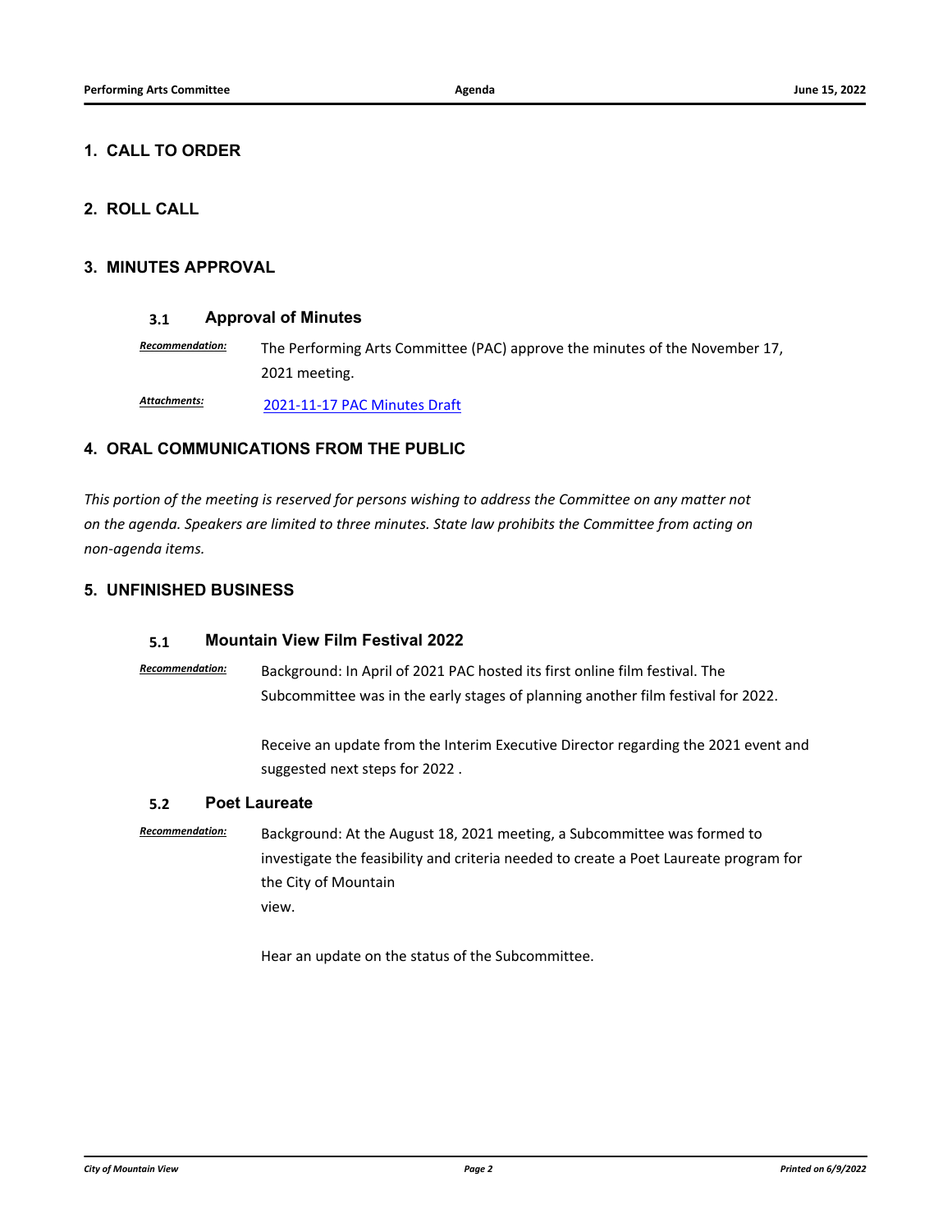## 1. CALL TO ORDER

## 2. ROLL CALL

## 3. MINUTES APPROVAL

### 3.1 Approval of Minutes

***Recommendation:*** The Performing Arts Committee (PAC) approve the minutes of the November 17, 2021 meeting.

***Attachments:*** 2021-11-17 PAC Minutes Draft

## 4. ORAL COMMUNICATIONS FROM THE PUBLIC

*This portion of the meeting is reserved for persons wishing to address the Committee on any matter not on the agenda. Speakers are limited to three minutes. State law prohibits the Committee from acting on non-agenda items.*

## 5. UNFINISHED BUSINESS

### 5.1 Mountain View Film Festival 2022

***Recommendation:*** Background: In April of 2021 PAC hosted its first online film festival. The Subcommittee was in the early stages of planning another film festival for 2022.

Receive an update from the Interim Executive Director regarding the 2021 event and suggested next steps for 2022 .

### 5.2 Poet Laureate

***Recommendation:*** Background: At the August 18, 2021 meeting, a Subcommittee was formed to investigate the feasibility and criteria needed to create a Poet Laureate program for the City of Mountain
view.

Hear an update on the status of the Subcommittee.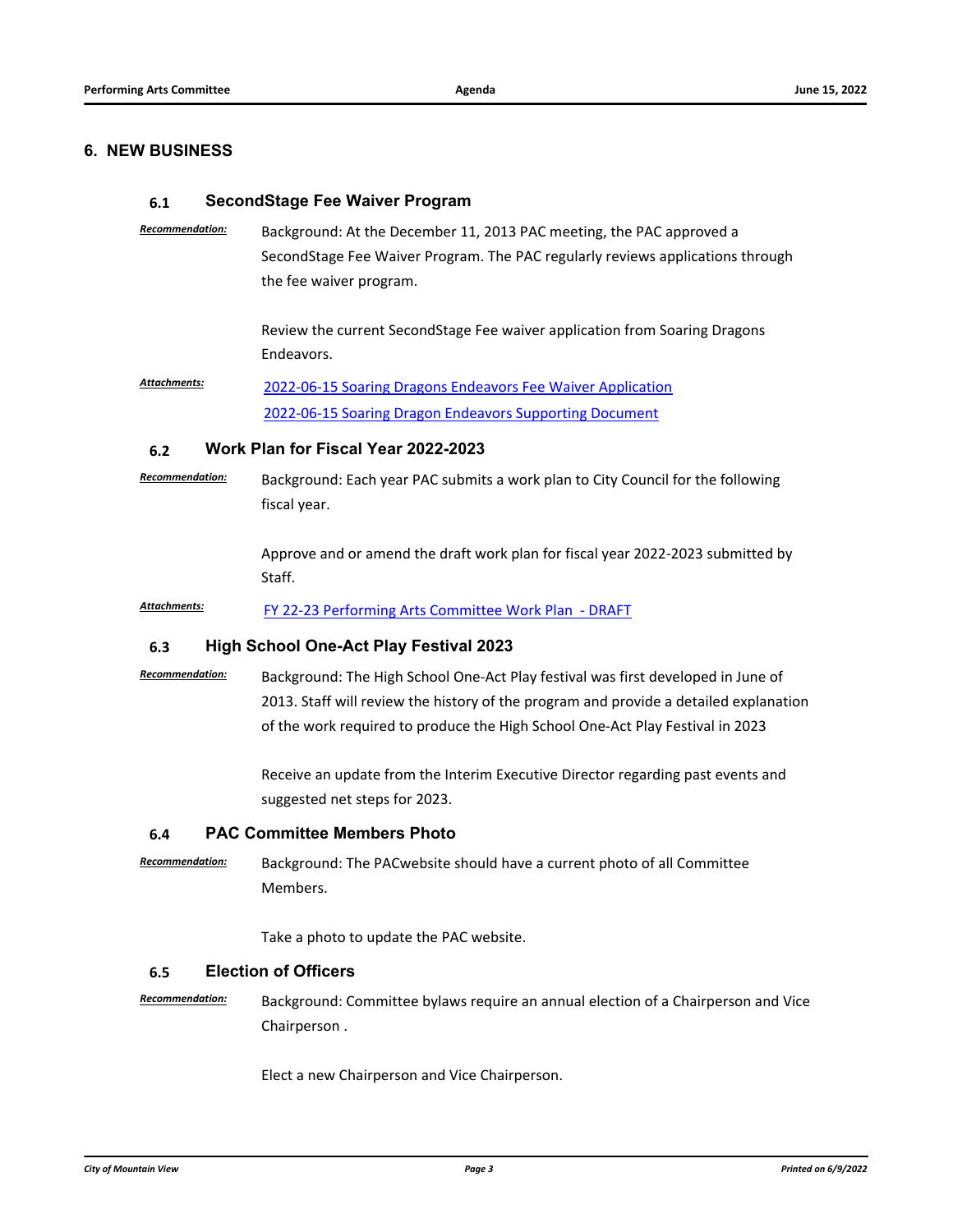## 6. NEW BUSINESS

### 6.1 SecondStage Fee Waiver Program

***Recommendation:*** Background: At the December 11, 2013 PAC meeting, the PAC approved a SecondStage Fee Waiver Program. The PAC regularly reviews applications through the fee waiver program.

Review the current SecondStage Fee waiver application from Soaring Dragons Endeavors.

***Attachments:*** 2022-06-15 Soaring Dragons Endeavors Fee Waiver Application
2022-06-15 Soaring Dragon Endeavors Supporting Document

### 6.2 Work Plan for Fiscal Year 2022-2023

***Recommendation:*** Background: Each year PAC submits a work plan to City Council for the following fiscal year.

Approve and or amend the draft work plan for fiscal year 2022-2023 submitted by Staff.

***Attachments:*** FY 22-23 Performing Arts Committee Work Plan - DRAFT

### 6.3 High School One-Act Play Festival 2023

***Recommendation:*** Background: The High School One-Act Play festival was first developed in June of 2013. Staff will review the history of the program and provide a detailed explanation of the work required to produce the High School One-Act Play Festival in 2023

Receive an update from the Interim Executive Director regarding past events and suggested net steps for 2023.

### 6.4 PAC Committee Members Photo

***Recommendation:*** Background: The PACwebsite should have a current photo of all Committee Members.

Take a photo to update the PAC website.

### 6.5 Election of Officers

***Recommendation:*** Background: Committee bylaws require an annual election of a Chairperson and Vice Chairperson .

Elect a new Chairperson and Vice Chairperson.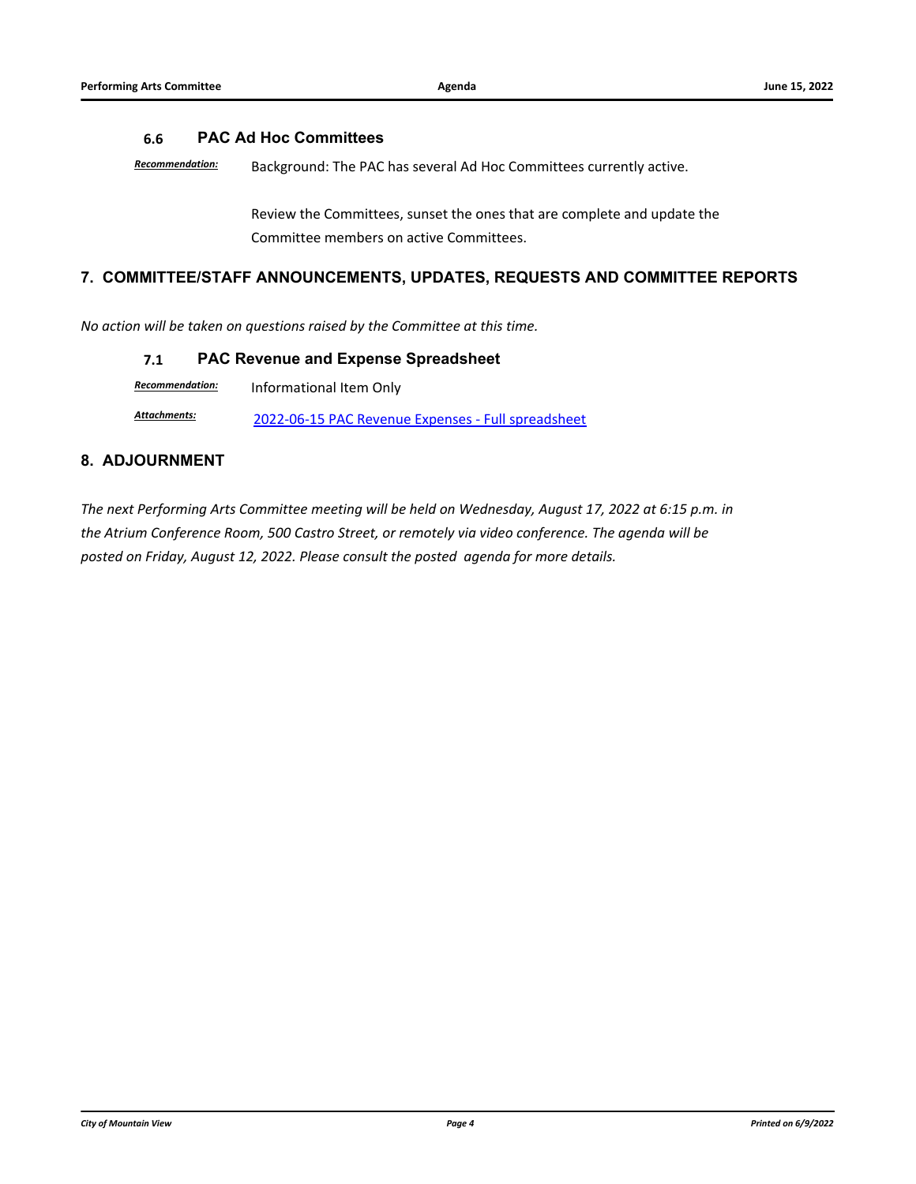### 6.6 PAC Ad Hoc Committees

*Recommendation:* Background: The PAC has several Ad Hoc Committees currently active.

Review the Committees, sunset the ones that are complete and update the Committee members on active Committees.

## 7. COMMITTEE/STAFF ANNOUNCEMENTS, UPDATES, REQUESTS AND COMMITTEE REPORTS

*No action will be taken on questions raised by the Committee at this time.*

### 7.1 PAC Revenue and Expense Spreadsheet

*Recommendation:* Informational Item Only

*Attachments:* 2022-06-15 PAC Revenue Expenses - Full spreadsheet

## 8. ADJOURNMENT

*The next Performing Arts Committee meeting will be held on Wednesday, August 17, 2022 at 6:15 p.m. in the Atrium Conference Room, 500 Castro Street, or remotely via video conference. The agenda will be posted on Friday, August 12, 2022. Please consult the posted agenda for more details.*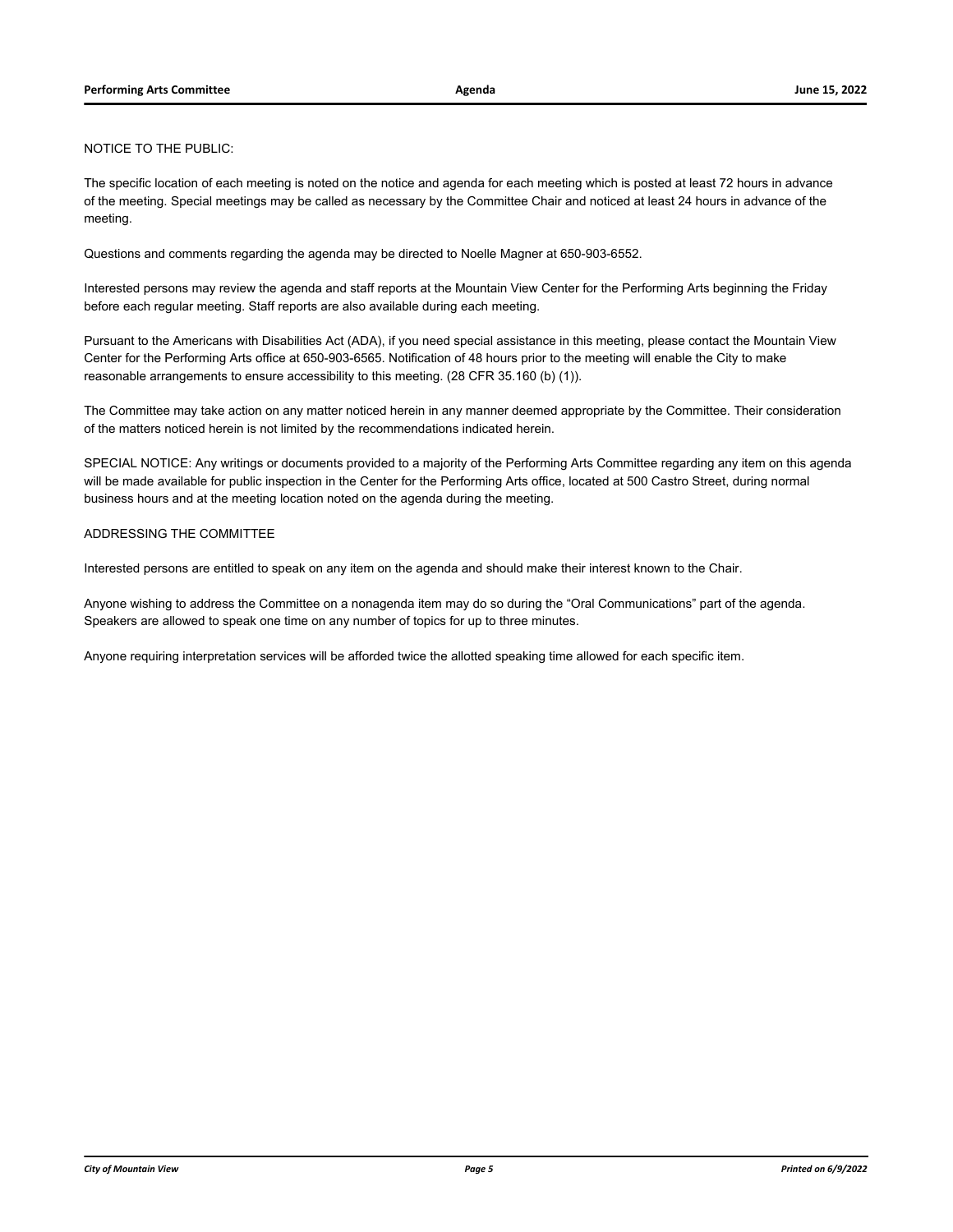NOTICE TO THE PUBLIC:

The specific location of each meeting is noted on the notice and agenda for each meeting which is posted at least 72 hours in advance of the meeting. Special meetings may be called as necessary by the Committee Chair and noticed at least 24 hours in advance of the meeting.

Questions and comments regarding the agenda may be directed to Noelle Magner at 650-903-6552.

Interested persons may review the agenda and staff reports at the Mountain View Center for the Performing Arts beginning the Friday before each regular meeting. Staff reports are also available during each meeting.

Pursuant to the Americans with Disabilities Act (ADA), if you need special assistance in this meeting, please contact the Mountain View Center for the Performing Arts office at 650-903-6565. Notification of 48 hours prior to the meeting will enable the City to make reasonable arrangements to ensure accessibility to this meeting. (28 CFR 35.160 (b) (1)).

The Committee may take action on any matter noticed herein in any manner deemed appropriate by the Committee. Their consideration of the matters noticed herein is not limited by the recommendations indicated herein.

SPECIAL NOTICE: Any writings or documents provided to a majority of the Performing Arts Committee regarding any item on this agenda will be made available for public inspection in the Center for the Performing Arts office, located at 500 Castro Street, during normal business hours and at the meeting location noted on the agenda during the meeting.

ADDRESSING THE COMMITTEE

Interested persons are entitled to speak on any item on the agenda and should make their interest known to the Chair.

Anyone wishing to address the Committee on a nonagenda item may do so during the "Oral Communications" part of the agenda. Speakers are allowed to speak one time on any number of topics for up to three minutes.

Anyone requiring interpretation services will be afforded twice the allotted speaking time allowed for each specific item.